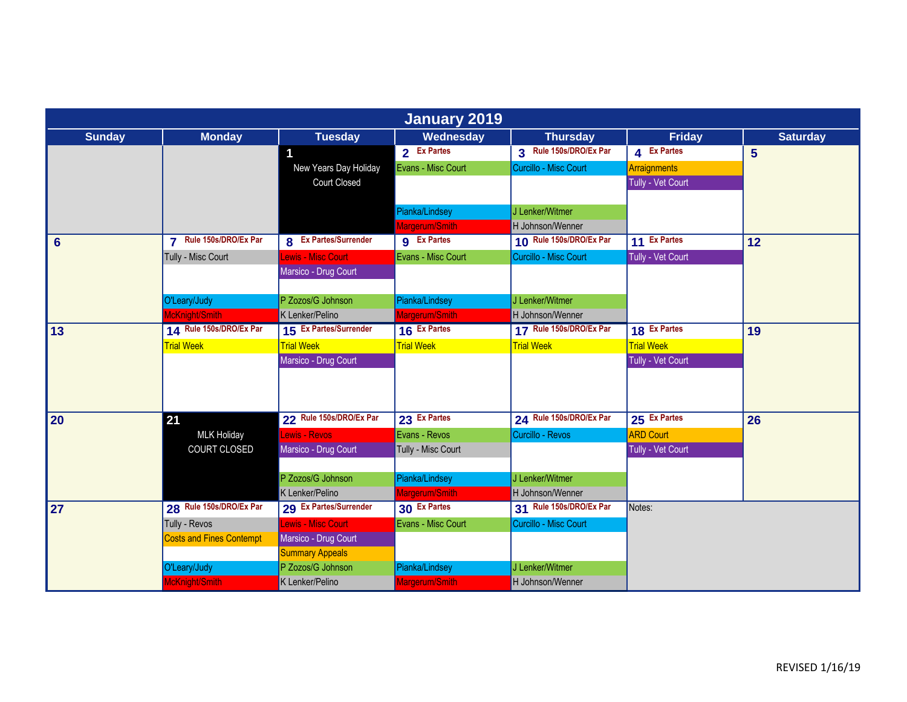# January 2019

| Sunday | Monday | Tuesday | Wednesday | Thursday | Friday | Saturday |
|---|---|---|---|---|---|---|
| | | **1**<br>New Years Day Holiday<br>Court Closed | **2** Ex Partes<br>Evans - Misc Court<br><br>Pianka/Lindsey<br>Margerum/Smith | **3** Rule 150s/DRO/Ex Par<br>Curcillo - Misc Court<br><br>J Lenker/Witmer<br>H Johnson/Wenner | **4** Ex Partes<br>Arraignments<br>Tully - Vet Court | **5** |
| **6** | **7** Rule 150s/DRO/Ex Par<br>Tully - Misc Court<br><br>O'Leary/Judy<br>McKnight/Smith | **8** Ex Partes/Surrender<br>Lewis - Misc Court<br>Marsico - Drug Court<br>P Zozos/G Johnson<br>K Lenker/Pelino | **9** Ex Partes<br>Evans - Misc Court<br><br>Pianka/Lindsey<br>Margerum/Smith | **10** Rule 150s/DRO/Ex Par<br>Curcillo - Misc Court<br><br>J Lenker/Witmer<br>H Johnson/Wenner | **11** Ex Partes<br>Tully - Vet Court | **12** |
| **13** | **14** Rule 150s/DRO/Ex Par<br>Trial Week | **15** Ex Partes/Surrender<br>Trial Week<br>Marsico - Drug Court | **16** Ex Partes<br>Trial Week | **17** Rule 150s/DRO/Ex Par<br>Trial Week | **18** Ex Partes<br>Trial Week<br>Tully - Vet Court | **19** |
| **20** | **21**<br>MLK Holiday<br>COURT CLOSED | **22** Rule 150s/DRO/Ex Par<br>Lewis - Revos<br>Marsico - Drug Court<br>P Zozos/G Johnson<br>K Lenker/Pelino | **23** Ex Partes<br>Evans - Revos<br>Tully - Misc Court<br>Pianka/Lindsey<br>Margerum/Smith | **24** Rule 150s/DRO/Ex Par<br>Curcillo - Revos<br><br>J Lenker/Witmer<br>H Johnson/Wenner | **25** Ex Partes<br>ARD Court<br>Tully - Vet Court | **26** |
| **27** | **28** Rule 150s/DRO/Ex Par<br>Tully - Revos<br>Costs and Fines Contempt<br>O'Leary/Judy<br>McKnight/Smith | **29** Ex Partes/Surrender<br>Lewis - Misc Court<br>Marsico - Drug Court<br>Summary Appeals<br>P Zozos/G Johnson<br>K Lenker/Pelino | **30** Ex Partes<br>Evans - Misc Court<br><br>Pianka/Lindsey<br>Margerum/Smith | **31** Rule 150s/DRO/Ex Par<br>Curcillo - Misc Court<br><br>J Lenker/Witmer<br>H Johnson/Wenner | Notes: | |

REVISED 1/16/19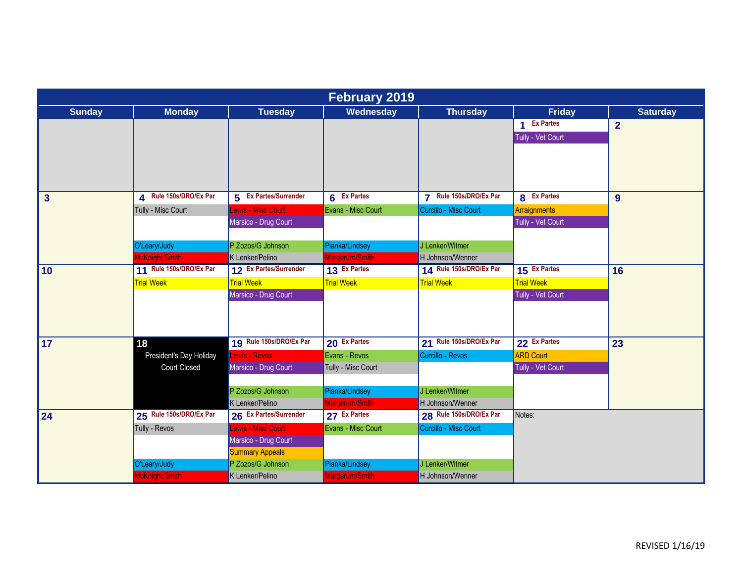# February 2019

| Sunday | Monday | Tuesday | Wednesday | Thursday | Friday | Saturday |
| --- | --- | --- | --- | --- | --- | --- |
| | | | | | **1** Ex Partes<br>Tully - Vet Court | **2** |
| **3** | **4** Rule 150s/DRO/Ex Par<br>Tully - Misc Court<br>O'Leary/Judy<br>McKnight/Smith | **5** Ex Partes/Surrender<br>Lewis - Misc Court<br>Marsico - Drug Court<br>P Zozos/G Johnson<br>K Lenker/Pelino | **6** Ex Partes<br>Evans - Misc Court<br>Pianka/Lindsey<br>Margerum/Smith | **7** Rule 150s/DRO/Ex Par<br>Curcillo - Misc Court<br>J Lenker/Witmer<br>H Johnson/Wenner | **8** Ex Partes<br>Arraignments<br>Tully - Vet Court | **9** |
| **10** | **11** Rule 150s/DRO/Ex Par<br>Trial Week | **12** Ex Partes/Surrender<br>Trial Week<br>Marsico - Drug Court | **13** Ex Partes<br>Trial Week | **14** Rule 150s/DRO/Ex Par<br>Trial Week | **15** Ex Partes<br>Trial Week<br>Tully - Vet Court | **16** |
| **17** | **18**<br>President's Day Holiday<br>Court Closed | **19** Rule 150s/DRO/Ex Par<br>Lewis - Revos<br>Marsico - Drug Court<br>P Zozos/G Johnson<br>K Lenker/Pelino | **20** Ex Partes<br>Evans - Revos<br>Tully - Misc Court<br>Pianka/Lindsey<br>Margerum/Smith | **21** Rule 150s/DRO/Ex Par<br>Curcillo - Revos<br>J Lenker/Witmer<br>H Johnson/Wenner | **22** Ex Partes<br>ARD Court<br>Tully - Vet Court | **23** |
| **24** | **25** Rule 150s/DRO/Ex Par<br>Tully - Revos<br>O'Leary/Judy<br>McKnight/Smith | **26** Ex Partes/Surrender<br>Lewis - Misc Court<br>Marsico - Drug Court<br>Summary Appeals<br>P Zozos/G Johnson<br>K Lenker/Pelino | **27** Ex Partes<br>Evans - Misc Court<br>Pianka/Lindsey<br>Margerum/Smith | **28** Rule 150s/DRO/Ex Par<br>Curcillo - Misc Court<br>J Lenker/Witmer<br>H Johnson/Wenner | Notes: | |

REVISED 1/16/19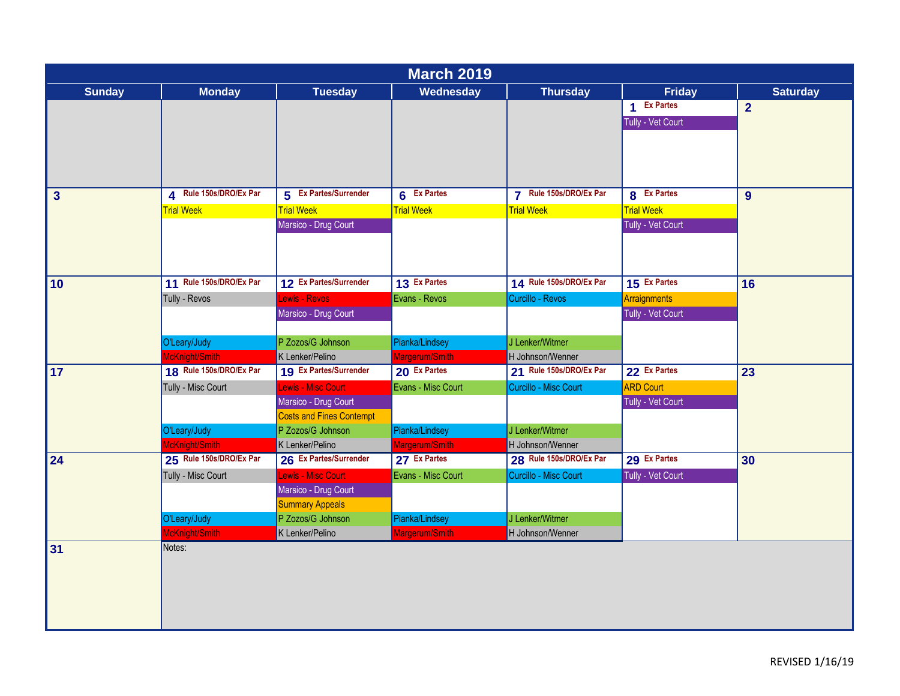# March 2019

| Sunday | Monday | Tuesday | Wednesday | Thursday | Friday | Saturday |
| --- | --- | --- | --- | --- | --- | --- |
| | | | | | **1** Ex Partes<br>Tully - Vet Court | **2** |
| **3** | **4** Rule 150s/DRO/Ex Par<br>Trial Week | **5** Ex Partes/Surrender<br>Trial Week<br>Marsico - Drug Court | **6** Ex Partes<br>Trial Week | **7** Rule 150s/DRO/Ex Par<br>Trial Week | **8** Ex Partes<br>Trial Week<br>Tully - Vet Court | **9** |
| **10** | **11** Rule 150s/DRO/Ex Par<br>Tully - Revos<br>O'Leary/Judy<br>McKnight/Smith | **12** Ex Partes/Surrender<br>Lewis - Revos<br>Marsico - Drug Court<br>P Zozos/G Johnson<br>K Lenker/Pelino | **13** Ex Partes<br>Evans - Revos<br>Pianka/Lindsey<br>Margerum/Smith | **14** Rule 150s/DRO/Ex Par<br>Curcillo - Revos<br>J Lenker/Witmer<br>H Johnson/Wenner | **15** Ex Partes<br>Arraignments<br>Tully - Vet Court | **16** |
| **17** | **18** Rule 150s/DRO/Ex Par<br>Tully - Misc Court<br>O'Leary/Judy<br>McKnight/Smith | **19** Ex Partes/Surrender<br>Lewis - Misc Court<br>Marsico - Drug Court<br>Costs and Fines Contempt<br>P Zozos/G Johnson<br>K Lenker/Pelino | **20** Ex Partes<br>Evans - Misc Court<br>Pianka/Lindsey<br>Margerum/Smith | **21** Rule 150s/DRO/Ex Par<br>Curcillo - Misc Court<br>J Lenker/Witmer<br>H Johnson/Wenner | **22** Ex Partes<br>ARD Court<br>Tully - Vet Court | **23** |
| **24** | **25** Rule 150s/DRO/Ex Par<br>Tully - Misc Court<br>O'Leary/Judy<br>McKnight/Smith | **26** Ex Partes/Surrender<br>Lewis - Misc Court<br>Marsico - Drug Court<br>Summary Appeals<br>P Zozos/G Johnson<br>K Lenker/Pelino | **27** Ex Partes<br>Evans - Misc Court<br>Pianka/Lindsey<br>Margerum/Smith | **28** Rule 150s/DRO/Ex Par<br>Curcillo - Misc Court<br>J Lenker/Witmer<br>H Johnson/Wenner | **29** Ex Partes<br>Tully - Vet Court | **30** |
| **31** | Notes: | | | | | |

REVISED 1/16/19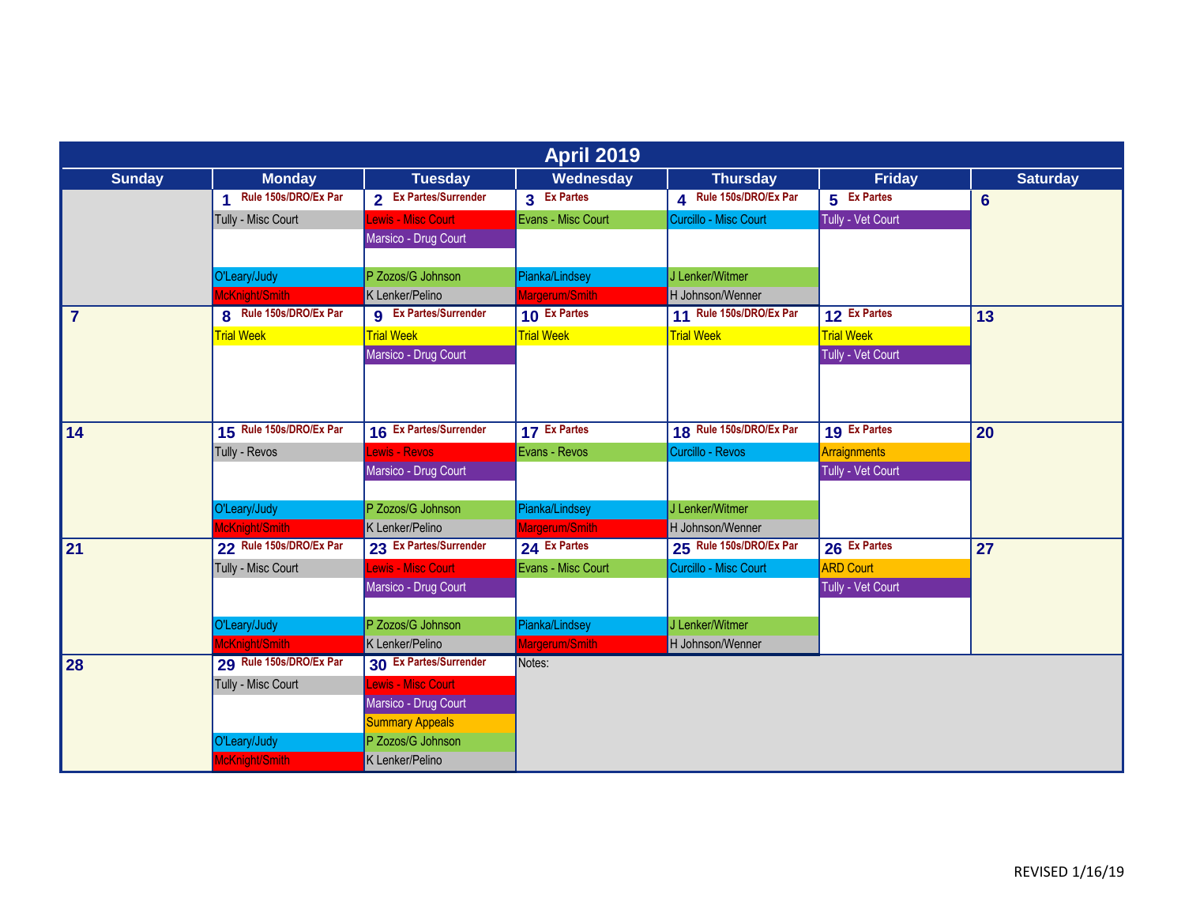# April 2019

| Sunday | Monday | Tuesday | Wednesday | Thursday | Friday | Saturday |
|---|---|---|---|---|---|---|
| | **1** Rule 150s/DRO/Ex Par<br>Tully - Misc Court<br><br>O'Leary/Judy<br>McKnight/Smith | **2** Ex Partes/Surrender<br>Lewis - Misc Court<br>Marsico - Drug Court<br>P Zozos/G Johnson<br>K Lenker/Pelino | **3** Ex Partes<br>Evans - Misc Court<br><br>Pianka/Lindsey<br>Margerum/Smith | **4** Rule 150s/DRO/Ex Par<br>Curcillo - Misc Court<br><br>J Lenker/Witmer<br>H Johnson/Wenner | **5** Ex Partes<br>Tully - Vet Court | **6** |
| **7** | **8** Rule 150s/DRO/Ex Par<br>Trial Week | **9** Ex Partes/Surrender<br>Trial Week<br>Marsico - Drug Court | **10** Ex Partes<br>Trial Week | **11** Rule 150s/DRO/Ex Par<br>Trial Week | **12** Ex Partes<br>Trial Week<br>Tully - Vet Court | **13** |
| **14** | **15** Rule 150s/DRO/Ex Par<br>Tully - Revos<br><br>O'Leary/Judy<br>McKnight/Smith | **16** Ex Partes/Surrender<br>Lewis - Revos<br>Marsico - Drug Court<br>P Zozos/G Johnson<br>K Lenker/Pelino | **17** Ex Partes<br>Evans - Revos<br><br>Pianka/Lindsey<br>Margerum/Smith | **18** Rule 150s/DRO/Ex Par<br>Curcillo - Revos<br><br>J Lenker/Witmer<br>H Johnson/Wenner | **19** Ex Partes<br>Arraignments<br>Tully - Vet Court | **20** |
| **21** | **22** Rule 150s/DRO/Ex Par<br>Tully - Misc Court<br><br>O'Leary/Judy<br>McKnight/Smith | **23** Ex Partes/Surrender<br>Lewis - Misc Court<br>Marsico - Drug Court<br>P Zozos/G Johnson<br>K Lenker/Pelino | **24** Ex Partes<br>Evans - Misc Court<br><br>Pianka/Lindsey<br>Margerum/Smith | **25** Rule 150s/DRO/Ex Par<br>Curcillo - Misc Court<br><br>J Lenker/Witmer<br>H Johnson/Wenner | **26** Ex Partes<br>ARD Court<br>Tully - Vet Court | **27** |
| **28** | **29** Rule 150s/DRO/Ex Par<br>Tully - Misc Court<br><br>O'Leary/Judy<br>McKnight/Smith | **30** Ex Partes/Surrender<br>Lewis - Misc Court<br>Marsico - Drug Court<br>Summary Appeals<br>P Zozos/G Johnson<br>K Lenker/Pelino | Notes: | | | |

REVISED 1/16/19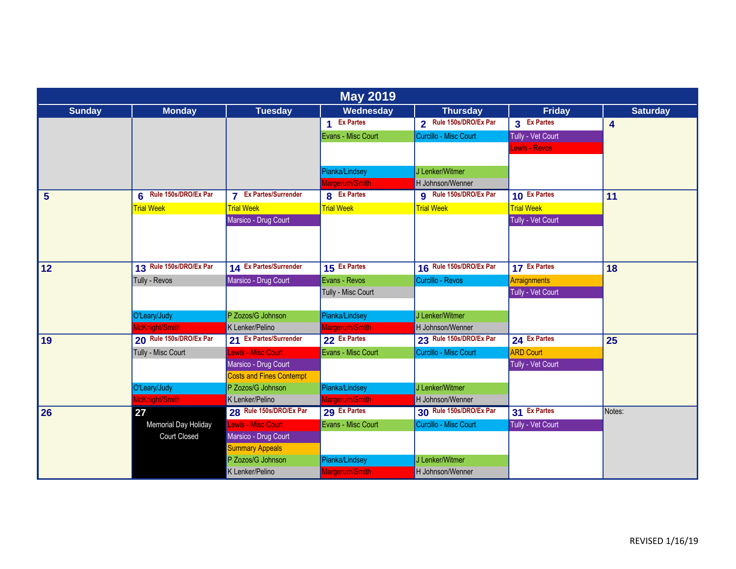# May 2019

| Sunday | Monday | Tuesday | Wednesday | Thursday | Friday | Saturday |
|---|---|---|---|---|---|---|
| | | | **1** Ex Partes<br>Evans - Misc Court<br>Pianka/Lindsey<br>Margerum/Smith | **2** Rule 150s/DRO/Ex Par<br>Curcillo - Misc Court<br>J Lenker/Witmer<br>H Johnson/Wenner | **3** Ex Partes<br>Tully - Vet Court<br>Lewis - Revos | **4** |
| **5** | **6** Rule 150s/DRO/Ex Par<br>Trial Week | **7** Ex Partes/Surrender<br>Trial Week<br>Marsico - Drug Court | **8** Ex Partes<br>Trial Week | **9** Rule 150s/DRO/Ex Par<br>Trial Week | **10** Ex Partes<br>Trial Week<br>Tully - Vet Court | **11** |
| **12** | **13** Rule 150s/DRO/Ex Par<br>Tully - Revos<br>O'Leary/Judy<br>McKnight/Smith | **14** Ex Partes/Surrender<br>Marsico - Drug Court<br>P Zozos/G Johnson<br>K Lenker/Pelino | **15** Ex Partes<br>Evans - Revos<br>Tully - Misc Court<br>Pianka/Lindsey<br>Margerum/Smith | **16** Rule 150s/DRO/Ex Par<br>Curcillo - Revos<br>J Lenker/Witmer<br>H Johnson/Wenner | **17** Ex Partes<br>Arraignments<br>Tully - Vet Court | **18** |
| **19** | **20** Rule 150s/DRO/Ex Par<br>Tully - Misc Court<br>O'Leary/Judy<br>McKnight/Smith | **21** Ex Partes/Surrender<br>Lewis - Misc Court<br>Marsico - Drug Court<br>Costs and Fines Contempt<br>P Zozos/G Johnson<br>K Lenker/Pelino | **22** Ex Partes<br>Evans - Misc Court<br>Pianka/Lindsey<br>Margerum/Smith | **23** Rule 150s/DRO/Ex Par<br>Curcillo - Misc Court<br>J Lenker/Witmer<br>H Johnson/Wenner | **24** Ex Partes<br>ARD Court<br>Tully - Vet Court | **25** |
| **26** | **27**<br>Memorial Day Holiday<br>Court Closed | **28** Rule 150s/DRO/Ex Par<br>Lewis - Misc Court<br>Marsico - Drug Court<br>Summary Appeals<br>P Zozos/G Johnson<br>K Lenker/Pelino | **29** Ex Partes<br>Evans - Misc Court<br>Pianka/Lindsey<br>Margerum/Smith | **30** Rule 150s/DRO/Ex Par<br>Curcillo - Misc Court<br>J Lenker/Witmer<br>H Johnson/Wenner | **31** Ex Partes<br>Tully - Vet Court | Notes: |

REVISED 1/16/19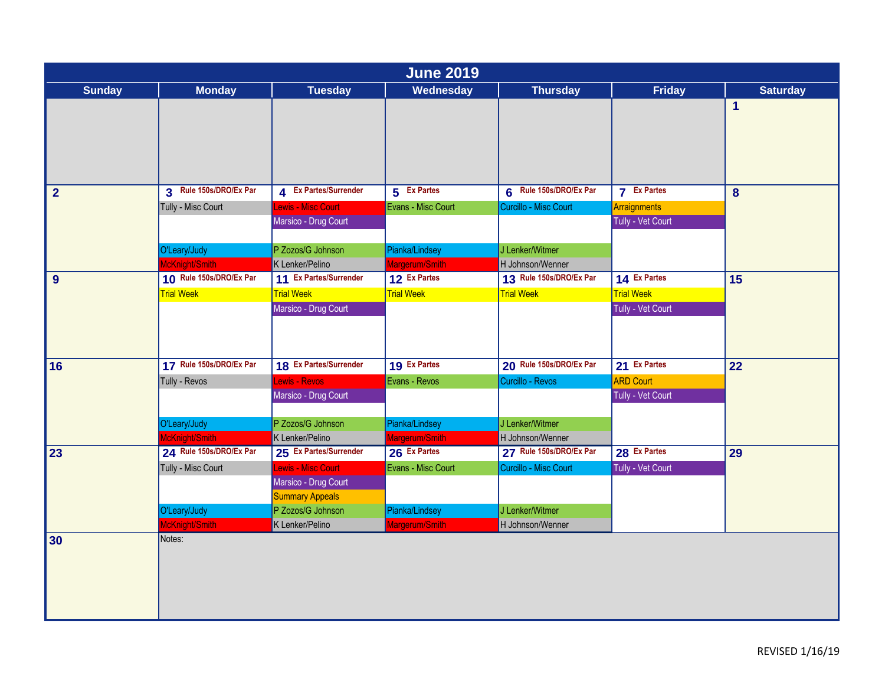# June 2019

| Sunday | Monday | Tuesday | Wednesday | Thursday | Friday | Saturday |
|---|---|---|---|---|---|---|
| | | | | | | **1** |
| **2** | **3** Rule 150s/DRO/Ex Par<br>Tully - Misc Court<br>O'Leary/Judy<br>McKnight/Smith | **4** Ex Partes/Surrender<br>Lewis - Misc Court<br>Marsico - Drug Court<br>P Zozos/G Johnson<br>K Lenker/Pelino | **5** Ex Partes<br>Evans - Misc Court<br>Pianka/Lindsey<br>Margerum/Smith | **6** Rule 150s/DRO/Ex Par<br>Curcillo - Misc Court<br>J Lenker/Witmer<br>H Johnson/Wenner | **7** Ex Partes<br>Arraignments<br>Tully - Vet Court | **8** |
| **9** | **10** Rule 150s/DRO/Ex Par<br>Trial Week | **11** Ex Partes/Surrender<br>Trial Week<br>Marsico - Drug Court | **12** Ex Partes<br>Trial Week | **13** Rule 150s/DRO/Ex Par<br>Trial Week | **14** Ex Partes<br>Trial Week<br>Tully - Vet Court | **15** |
| **16** | **17** Rule 150s/DRO/Ex Par<br>Tully - Revos<br>O'Leary/Judy<br>McKnight/Smith | **18** Ex Partes/Surrender<br>Lewis - Revos<br>Marsico - Drug Court<br>P Zozos/G Johnson<br>K Lenker/Pelino | **19** Ex Partes<br>Evans - Revos<br>Pianka/Lindsey<br>Margerum/Smith | **20** Rule 150s/DRO/Ex Par<br>Curcillo - Revos<br>J Lenker/Witmer<br>H Johnson/Wenner | **21** Ex Partes<br>ARD Court<br>Tully - Vet Court | **22** |
| **23** | **24** Rule 150s/DRO/Ex Par<br>Tully - Misc Court<br>O'Leary/Judy<br>McKnight/Smith | **25** Ex Partes/Surrender<br>Lewis - Misc Court<br>Marsico - Drug Court<br>Summary Appeals<br>P Zozos/G Johnson<br>K Lenker/Pelino | **26** Ex Partes<br>Evans - Misc Court<br>Pianka/Lindsey<br>Margerum/Smith | **27** Rule 150s/DRO/Ex Par<br>Curcillo - Misc Court<br>J Lenker/Witmer<br>H Johnson/Wenner | **28** Ex Partes<br>Tully - Vet Court | **29** |
| **30** | Notes: | | | | | |

REVISED 1/16/19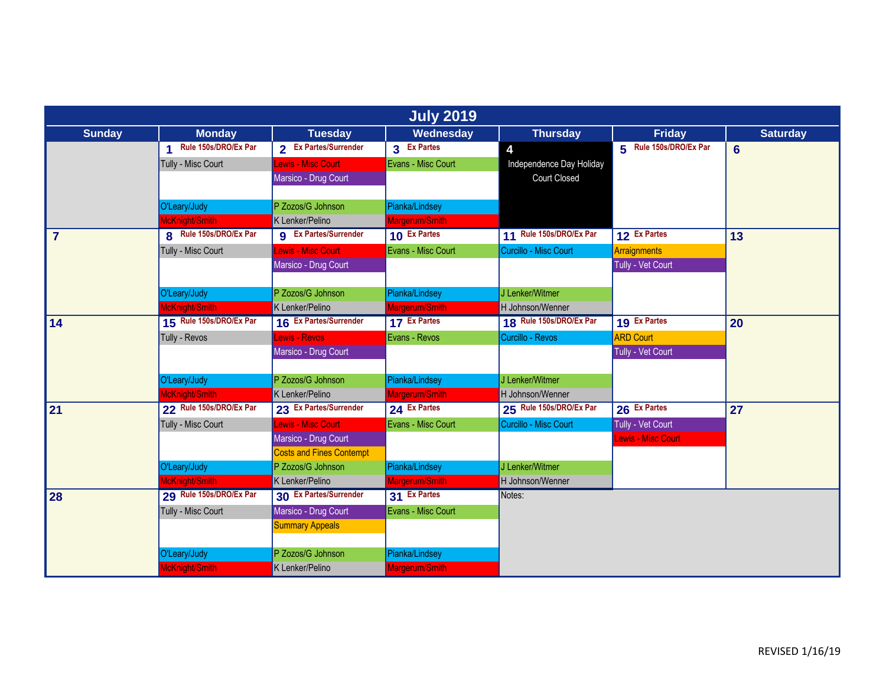# July 2019

| Sunday | Monday | Tuesday | Wednesday | Thursday | Friday | Saturday |
|---|---|---|---|---|---|---|
| | **1** Rule 150s/DRO/Ex Par<br>Tully - Misc Court<br>O'Leary/Judy<br>McKnight/Smith | **2** Ex Partes/Surrender<br>Lewis - Misc Court<br>Marsico - Drug Court<br>P Zozos/G Johnson<br>K Lenker/Pelino | **3** Ex Partes<br>Evans - Misc Court<br>Pianka/Lindsey<br>Margerum/Smith | **4**<br>Independence Day Holiday<br>Court Closed | **5** Rule 150s/DRO/Ex Par | **6** |
| **7** | **8** Rule 150s/DRO/Ex Par<br>Tully - Misc Court<br>O'Leary/Judy<br>McKnight/Smith | **9** Ex Partes/Surrender<br>Lewis - Misc Court<br>Marsico - Drug Court<br>P Zozos/G Johnson<br>K Lenker/Pelino | **10** Ex Partes<br>Evans - Misc Court<br>Pianka/Lindsey<br>Margerum/Smith | **11** Rule 150s/DRO/Ex Par<br>Curcillo - Misc Court<br>J Lenker/Witmer<br>H Johnson/Wenner | **12** Ex Partes<br>Arraignments<br>Tully - Vet Court | **13** |
| **14** | **15** Rule 150s/DRO/Ex Par<br>Tully - Revos<br>O'Leary/Judy<br>McKnight/Smith | **16** Ex Partes/Surrender<br>Lewis - Revos<br>Marsico - Drug Court<br>P Zozos/G Johnson<br>K Lenker/Pelino | **17** Ex Partes<br>Evans - Revos<br>Pianka/Lindsey<br>Margerum/Smith | **18** Rule 150s/DRO/Ex Par<br>Curcillo - Revos<br>J Lenker/Witmer<br>H Johnson/Wenner | **19** Ex Partes<br>ARD Court<br>Tully - Vet Court | **20** |
| **21** | **22** Rule 150s/DRO/Ex Par<br>Tully - Misc Court<br>O'Leary/Judy<br>McKnight/Smith | **23** Ex Partes/Surrender<br>Lewis - Misc Court<br>Marsico - Drug Court<br>Costs and Fines Contempt<br>P Zozos/G Johnson<br>K Lenker/Pelino | **24** Ex Partes<br>Evans - Misc Court<br>Pianka/Lindsey<br>Margerum/Smith | **25** Rule 150s/DRO/Ex Par<br>Curcillo - Misc Court<br>J Lenker/Witmer<br>H Johnson/Wenner | **26** Ex Partes<br>Tully - Vet Court<br>Lewis - Misc Court | **27** |
| **28** | **29** Rule 150s/DRO/Ex Par<br>Tully - Misc Court<br>O'Leary/Judy<br>McKnight/Smith | **30** Ex Partes/Surrender<br>Marsico - Drug Court<br>Summary Appeals<br>P Zozos/G Johnson<br>K Lenker/Pelino | **31** Ex Partes<br>Evans - Misc Court<br>Pianka/Lindsey<br>Margerum/Smith | Notes: | | |

REVISED 1/16/19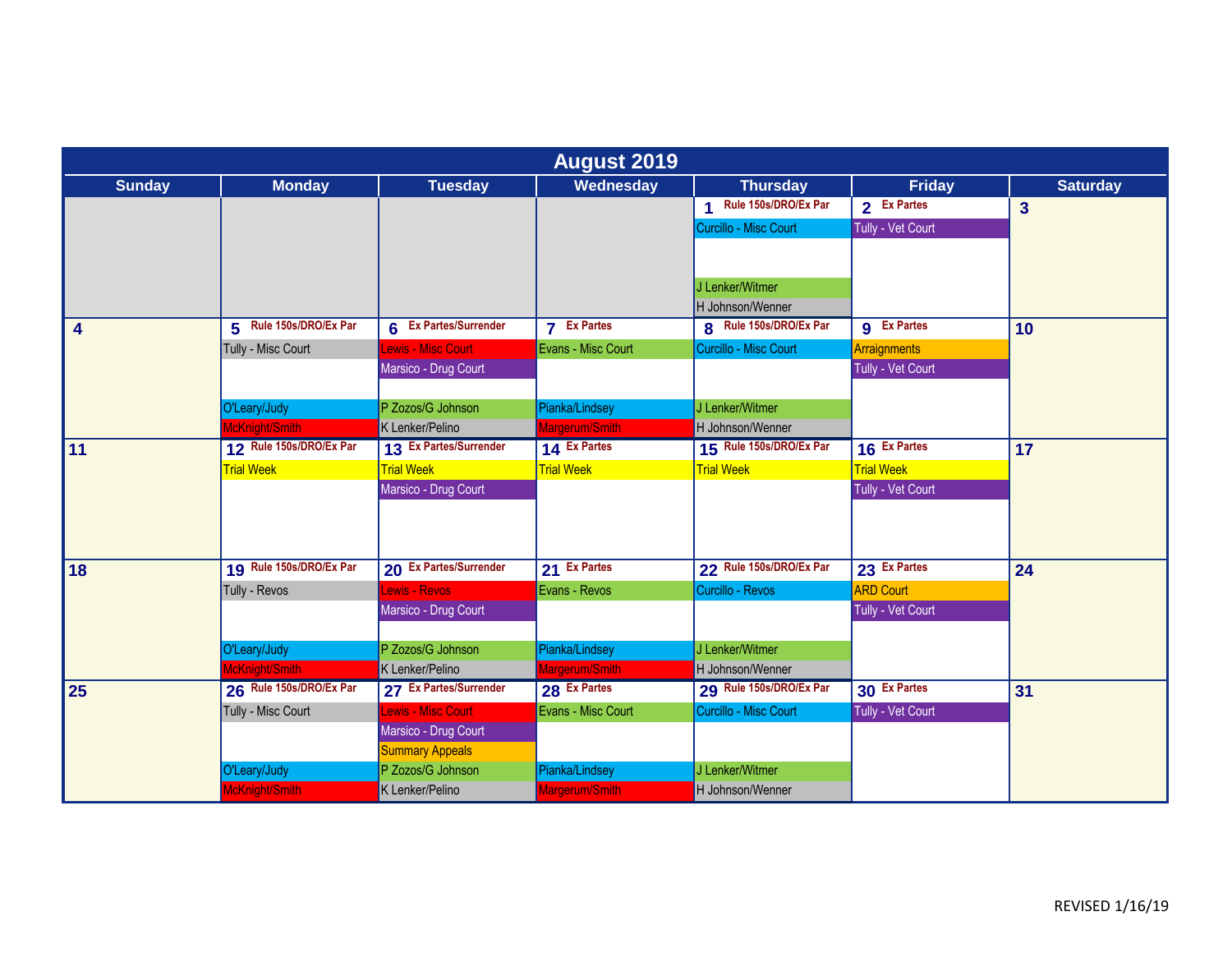# August 2019

| Sunday | Monday | Tuesday | Wednesday | Thursday | Friday | Saturday |
| --- | --- | --- | --- | --- | --- | --- |
| | | | | **1** Rule 150s/DRO/Ex Par<br>Curcillo - Misc Court<br>J Lenker/Witmer<br>H Johnson/Wenner | **2** Ex Partes<br>Tully - Vet Court | **3** |
| **4** | **5** Rule 150s/DRO/Ex Par<br>Tully - Misc Court<br>O'Leary/Judy<br>McKnight/Smith | **6** Ex Partes/Surrender<br>Lewis - Misc Court<br>Marsico - Drug Court<br>P Zozos/G Johnson<br>K Lenker/Pelino | **7** Ex Partes<br>Evans - Misc Court<br>Pianka/Lindsey<br>Margerum/Smith | **8** Rule 150s/DRO/Ex Par<br>Curcillo - Misc Court<br>J Lenker/Witmer<br>H Johnson/Wenner | **9** Ex Partes<br>Arraignments<br>Tully - Vet Court | **10** |
| **11** | **12** Rule 150s/DRO/Ex Par<br>Trial Week | **13** Ex Partes/Surrender<br>Trial Week<br>Marsico - Drug Court | **14** Ex Partes<br>Trial Week | **15** Rule 150s/DRO/Ex Par<br>Trial Week | **16** Ex Partes<br>Trial Week<br>Tully - Vet Court | **17** |
| **18** | **19** Rule 150s/DRO/Ex Par<br>Tully - Revos<br>O'Leary/Judy<br>McKnight/Smith | **20** Ex Partes/Surrender<br>Lewis - Revos<br>Marsico - Drug Court<br>P Zozos/G Johnson<br>K Lenker/Pelino | **21** Ex Partes<br>Evans - Revos<br>Pianka/Lindsey<br>Margerum/Smith | **22** Rule 150s/DRO/Ex Par<br>Curcillo - Revos<br>J Lenker/Witmer<br>H Johnson/Wenner | **23** Ex Partes<br>ARD Court<br>Tully - Vet Court | **24** |
| **25** | **26** Rule 150s/DRO/Ex Par<br>Tully - Misc Court<br>O'Leary/Judy<br>McKnight/Smith | **27** Ex Partes/Surrender<br>Lewis - Misc Court<br>Marsico - Drug Court<br>Summary Appeals<br>P Zozos/G Johnson<br>K Lenker/Pelino | **28** Ex Partes<br>Evans - Misc Court<br>Pianka/Lindsey<br>Margerum/Smith | **29** Rule 150s/DRO/Ex Par<br>Curcillo - Misc Court<br>J Lenker/Witmer<br>H Johnson/Wenner | **30** Ex Partes<br>Tully - Vet Court | **31** |

REVISED 1/16/19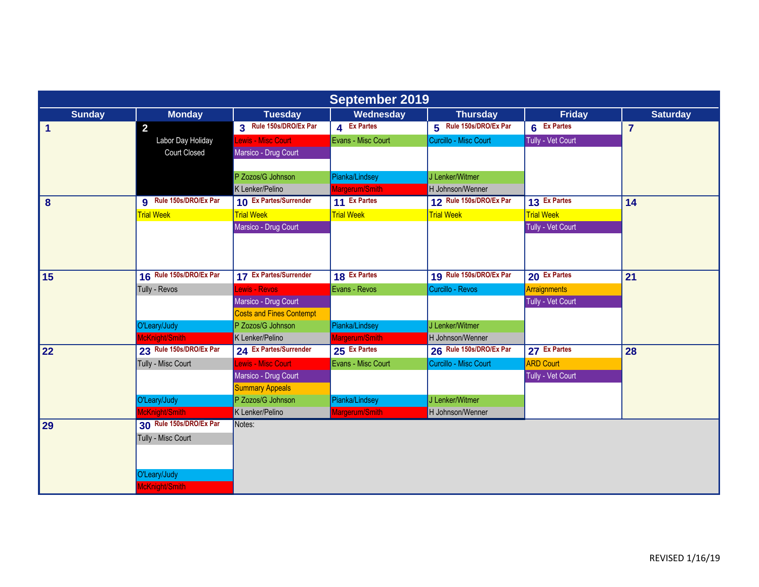# September 2019

| Sunday | Monday | Tuesday | Wednesday | Thursday | Friday | Saturday |
|---|---|---|---|---|---|---|
| 1 | 2<br>Labor Day Holiday<br>Court Closed | 3 Rule 150s/DRO/Ex Par<br>Lewis - Misc Court<br>Marsico - Drug Court<br><br>P Zozos/G Johnson<br>K Lenker/Pelino | 4 Ex Partes<br>Evans - Misc Court<br><br><br>Pianka/Lindsey<br>Margerum/Smith | 5 Rule 150s/DRO/Ex Par<br>Curcillo - Misc Court<br><br><br>J Lenker/Witmer<br>H Johnson/Wenner | 6 Ex Partes<br>Tully - Vet Court | 7 |
| 8 | 9 Rule 150s/DRO/Ex Par<br>Trial Week | 10 Ex Partes/Surrender<br>Trial Week<br>Marsico - Drug Court | 11 Ex Partes<br>Trial Week | 12 Rule 150s/DRO/Ex Par<br>Trial Week | 13 Ex Partes<br>Trial Week<br>Tully - Vet Court | 14 |
| 15 | 16 Rule 150s/DRO/Ex Par<br>Tully - Revos<br><br><br>O'Leary/Judy<br>McKnight/Smith | 17 Ex Partes/Surrender<br>Lewis - Revos<br>Marsico - Drug Court<br>Costs and Fines Contempt<br>P Zozos/G Johnson<br>K Lenker/Pelino | 18 Ex Partes<br>Evans - Revos<br><br><br>Pianka/Lindsey<br>Margerum/Smith | 19 Rule 150s/DRO/Ex Par<br>Curcillo - Revos<br><br><br>J Lenker/Witmer<br>H Johnson/Wenner | 20 Ex Partes<br>Arraignments<br>Tully - Vet Court | 21 |
| 22 | 23 Rule 150s/DRO/Ex Par<br>Tully - Misc Court<br><br><br>O'Leary/Judy<br>McKnight/Smith | 24 Ex Partes/Surrender<br>Lewis - Misc Court<br>Marsico - Drug Court<br>Summary Appeals<br>P Zozos/G Johnson<br>K Lenker/Pelino | 25 Ex Partes<br>Evans - Misc Court<br><br><br>Pianka/Lindsey<br>Margerum/Smith | 26 Rule 150s/DRO/Ex Par<br>Curcillo - Misc Court<br><br><br>J Lenker/Witmer<br>H Johnson/Wenner | 27 Ex Partes<br>ARD Court<br>Tully - Vet Court | 28 |
| 29 | 30 Rule 150s/DRO/Ex Par<br>Tully - Misc Court<br><br>O'Leary/Judy<br>McKnight/Smith | Notes: | | | | |

REVISED 1/16/19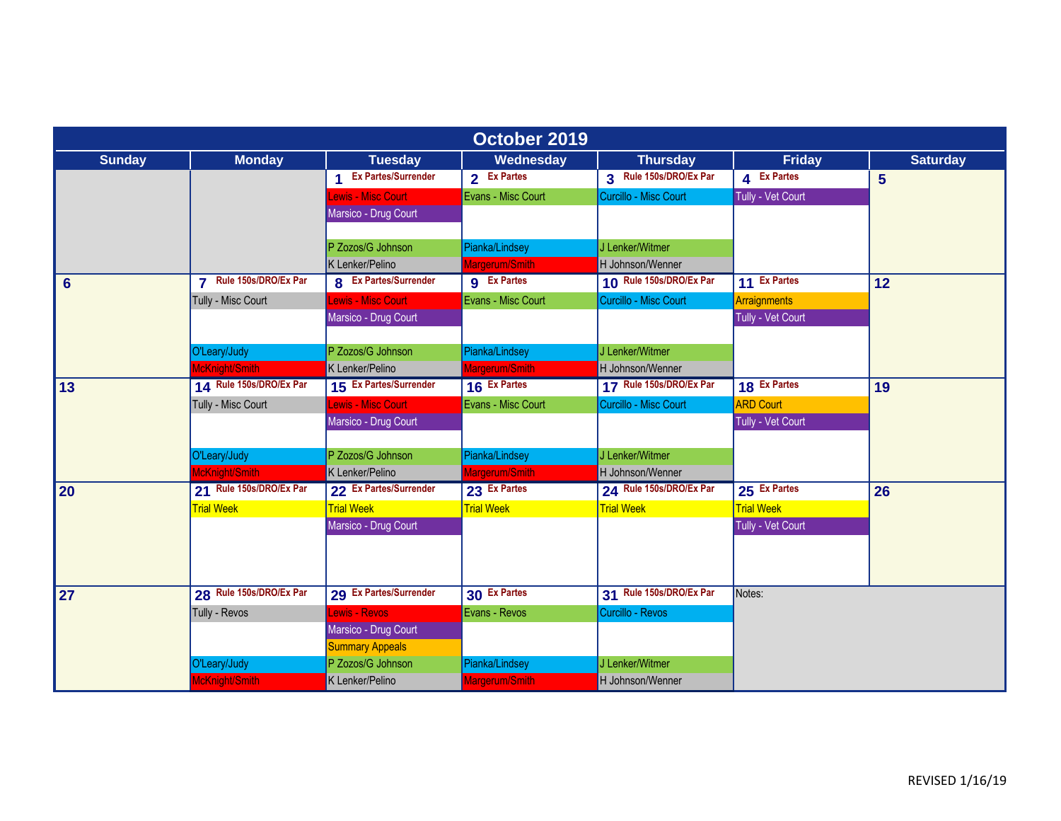# October 2019

| Sunday | Monday | Tuesday | Wednesday | Thursday | Friday | Saturday |
|---|---|---|---|---|---|---|
| | | **1** Ex Partes/Surrender<br>Lewis - Misc Court<br>Marsico - Drug Court<br><br>P Zozos/G Johnson<br>K Lenker/Pelino | **2** Ex Partes<br>Evans - Misc Court<br><br><br>Pianka/Lindsey<br>Margerum/Smith | **3** Rule 150s/DRO/Ex Par<br>Curcillo - Misc Court<br><br><br>J Lenker/Witmer<br>H Johnson/Wenner | **4** Ex Partes<br>Tully - Vet Court | **5** |
| **6** | **7** Rule 150s/DRO/Ex Par<br>Tully - Misc Court<br><br><br>O'Leary/Judy<br>McKnight/Smith | **8** Ex Partes/Surrender<br>Lewis - Misc Court<br>Marsico - Drug Court<br><br>P Zozos/G Johnson<br>K Lenker/Pelino | **9** Ex Partes<br>Evans - Misc Court<br><br><br>Pianka/Lindsey<br>Margerum/Smith | **10** Rule 150s/DRO/Ex Par<br>Curcillo - Misc Court<br><br><br>J Lenker/Witmer<br>H Johnson/Wenner | **11** Ex Partes<br>Arraignments<br>Tully - Vet Court | **12** |
| **13** | **14** Rule 150s/DRO/Ex Par<br>Tully - Misc Court<br><br><br>O'Leary/Judy<br>McKnight/Smith | **15** Ex Partes/Surrender<br>Lewis - Misc Court<br>Marsico - Drug Court<br><br>P Zozos/G Johnson<br>K Lenker/Pelino | **16** Ex Partes<br>Evans - Misc Court<br><br><br>Pianka/Lindsey<br>Margerum/Smith | **17** Rule 150s/DRO/Ex Par<br>Curcillo - Misc Court<br><br><br>J Lenker/Witmer<br>H Johnson/Wenner | **18** Ex Partes<br>ARD Court<br>Tully - Vet Court | **19** |
| **20** | **21** Rule 150s/DRO/Ex Par<br>Trial Week | **22** Ex Partes/Surrender<br>Trial Week<br>Marsico - Drug Court | **23** Ex Partes<br>Trial Week | **24** Rule 150s/DRO/Ex Par<br>Trial Week | **25** Ex Partes<br>Trial Week<br>Tully - Vet Court | **26** |
| **27** | **28** Rule 150s/DRO/Ex Par<br>Tully - Revos<br><br><br>O'Leary/Judy<br>McKnight/Smith | **29** Ex Partes/Surrender<br>Lewis - Revos<br>Marsico - Drug Court<br>Summary Appeals<br>P Zozos/G Johnson<br>K Lenker/Pelino | **30** Ex Partes<br>Evans - Revos<br><br><br>Pianka/Lindsey<br>Margerum/Smith | **31** Rule 150s/DRO/Ex Par<br>Curcillo - Revos<br><br><br>J Lenker/Witmer<br>H Johnson/Wenner | Notes: | |

REVISED 1/16/19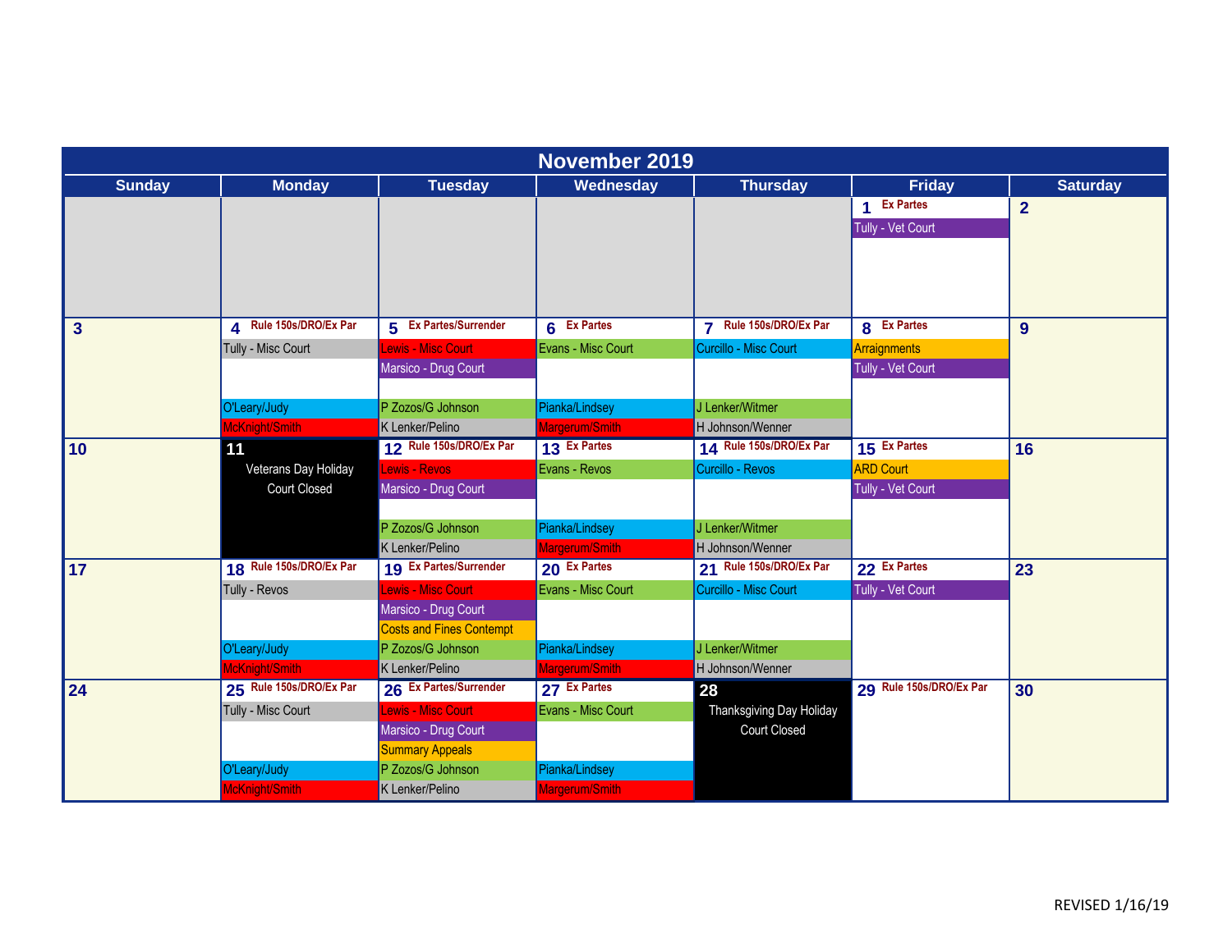# November 2019

| Sunday | Monday | Tuesday | Wednesday | Thursday | Friday | Saturday |
|---|---|---|---|---|---|---|
| | | | | | **1** Ex Partes<br>Tully - Vet Court | **2** |
| **3** | **4** Rule 150s/DRO/Ex Par<br>Tully - Misc Court<br>O'Leary/Judy<br>McKnight/Smith | **5** Ex Partes/Surrender<br>Lewis - Misc Court<br>Marsico - Drug Court<br>P Zozos/G Johnson<br>K Lenker/Pelino | **6** Ex Partes<br>Evans - Misc Court<br>Pianka/Lindsey<br>Margerum/Smith | **7** Rule 150s/DRO/Ex Par<br>Curcillo - Misc Court<br>J Lenker/Witmer<br>H Johnson/Wenner | **8** Ex Partes<br>Arraignments<br>Tully - Vet Court | **9** |
| **10** | **11**<br>Veterans Day Holiday<br>Court Closed | **12** Rule 150s/DRO/Ex Par<br>Lewis - Revos<br>Marsico - Drug Court<br>P Zozos/G Johnson<br>K Lenker/Pelino | **13** Ex Partes<br>Evans - Revos<br>Pianka/Lindsey<br>Margerum/Smith | **14** Rule 150s/DRO/Ex Par<br>Curcillo - Revos<br>J Lenker/Witmer<br>H Johnson/Wenner | **15** Ex Partes<br>ARD Court<br>Tully - Vet Court | **16** |
| **17** | **18** Rule 150s/DRO/Ex Par<br>Tully - Revos<br>O'Leary/Judy<br>McKnight/Smith | **19** Ex Partes/Surrender<br>Lewis - Misc Court<br>Marsico - Drug Court<br>Costs and Fines Contempt<br>P Zozos/G Johnson<br>K Lenker/Pelino | **20** Ex Partes<br>Evans - Misc Court<br>Pianka/Lindsey<br>Margerum/Smith | **21** Rule 150s/DRO/Ex Par<br>Curcillo - Misc Court<br>J Lenker/Witmer<br>H Johnson/Wenner | **22** Ex Partes<br>Tully - Vet Court | **23** |
| **24** | **25** Rule 150s/DRO/Ex Par<br>Tully - Misc Court<br>O'Leary/Judy<br>McKnight/Smith | **26** Ex Partes/Surrender<br>Lewis - Misc Court<br>Marsico - Drug Court<br>Summary Appeals<br>P Zozos/G Johnson<br>K Lenker/Pelino | **27** Ex Partes<br>Evans - Misc Court<br>Pianka/Lindsey<br>Margerum/Smith | **28**<br>Thanksgiving Day Holiday<br>Court Closed | **29** Rule 150s/DRO/Ex Par | **30** |

REVISED 1/16/19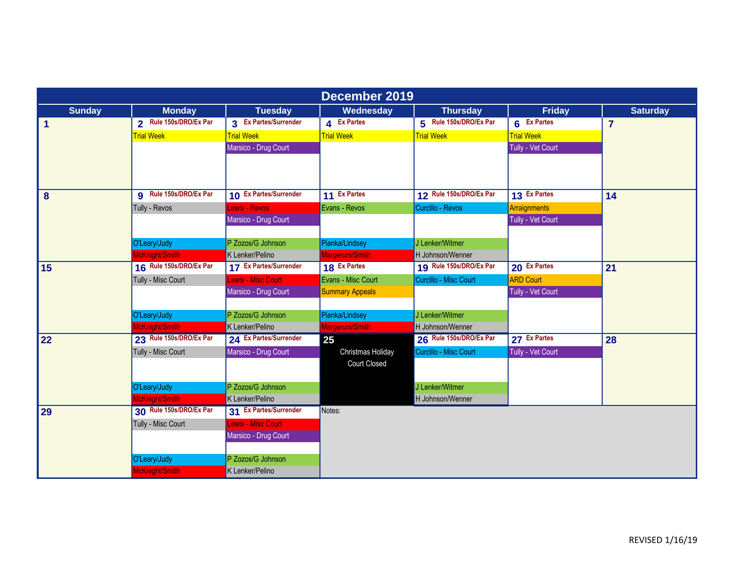# December 2019

| Sunday | Monday | Tuesday | Wednesday | Thursday | Friday | Saturday |
|---|---|---|---|---|---|---|
| 1 | 2 Rule 150s/DRO/Ex Par<br>Trial Week | 3 Ex Partes/Surrender<br>Trial Week<br>Marsico - Drug Court | 4 Ex Partes<br>Trial Week | 5 Rule 150s/DRO/Ex Par<br>Trial Week | 6 Ex Partes<br>Trial Week<br>Tully - Vet Court | 7 |
| 8 | 9 Rule 150s/DRO/Ex Par<br>Tully - Revos<br>O'Leary/Judy<br>McKnight/Smith | 10 Ex Partes/Surrender<br>Lewis - Revos<br>Marsico - Drug Court<br>P Zozos/G Johnson<br>K Lenker/Pelino | 11 Ex Partes<br>Evans - Revos<br>Pianka/Lindsey<br>Margerum/Smith | 12 Rule 150s/DRO/Ex Par<br>Curcillo - Revos<br>J Lenker/Witmer<br>H Johnson/Wenner | 13 Ex Partes<br>Arraignments<br>Tully - Vet Court | 14 |
| 15 | 16 Rule 150s/DRO/Ex Par<br>Tully - Misc Court<br>O'Leary/Judy<br>McKnight/Smith | 17 Ex Partes/Surrender<br>Lewis - Misc Court<br>Marsico - Drug Court<br>P Zozos/G Johnson<br>K Lenker/Pelino | 18 Ex Partes<br>Evans - Misc Court<br>Summary Appeals<br>Pianka/Lindsey<br>Margerum/Smith | 19 Rule 150s/DRO/Ex Par<br>Curcillo - Misc Court<br>J Lenker/Witmer<br>H Johnson/Wenner | 20 Ex Partes<br>ARD Court<br>Tully - Vet Court | 21 |
| 22 | 23 Rule 150s/DRO/Ex Par<br>Tully - Misc Court<br>O'Leary/Judy<br>McKnight/Smith | 24 Ex Partes/Surrender<br>Marsico - Drug Court<br>P Zozos/G Johnson<br>K Lenker/Pelino | 25<br>Christmas Holiday<br>Court Closed | 26 Rule 150s/DRO/Ex Par<br>Curcillo - Misc Court<br>J Lenker/Witmer<br>H Johnson/Wenner | 27 Ex Partes<br>Tully - Vet Court | 28 |
| 29 | 30 Rule 150s/DRO/Ex Par<br>Tully - Misc Court<br>O'Leary/Judy<br>McKnight/Smith | 31 Ex Partes/Surrender<br>Lewis - Misc Court<br>Marsico - Drug Court<br>P Zozos/G Johnson<br>K Lenker/Pelino | Notes: | | | |

REVISED 1/16/19